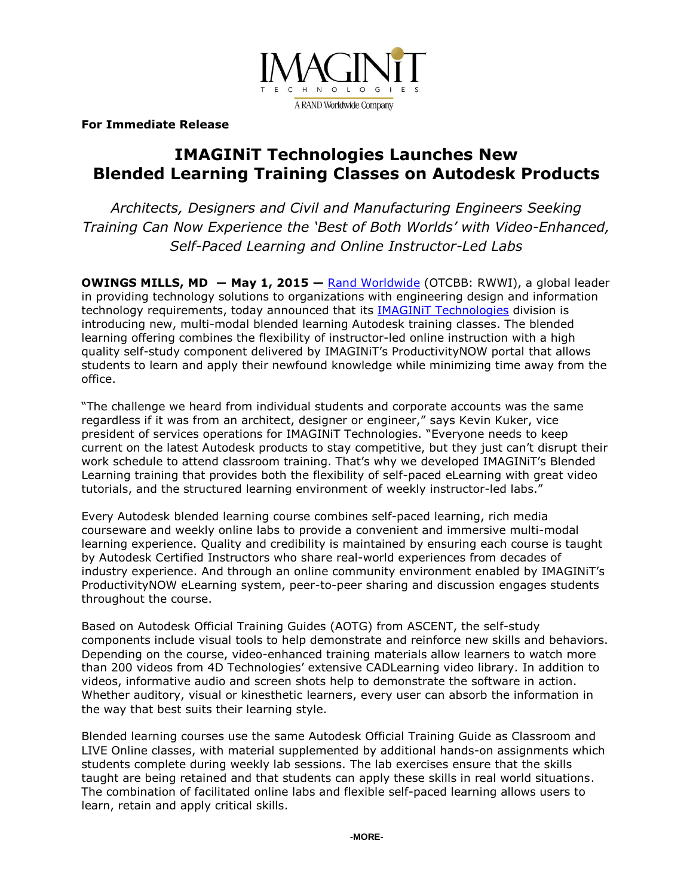IMAGINiT TECHNOLOGIES
A RAND Worldwide Company

**For Immediate Release**

# IMAGINiT Technologies Launches New Blended Learning Training Classes on Autodesk Products

*Architects, Designers and Civil and Manufacturing Engineers Seeking Training Can Now Experience the 'Best of Both Worlds' with Video-Enhanced, Self-Paced Learning and Online Instructor-Led Labs*

**OWINGS MILLS, MD — May 1, 2015 —** Rand Worldwide (OTCBB: RWWI), a global leader in providing technology solutions to organizations with engineering design and information technology requirements, today announced that its IMAGINiT Technologies division is introducing new, multi-modal blended learning Autodesk training classes. The blended learning offering combines the flexibility of instructor-led online instruction with a high quality self-study component delivered by IMAGINiT's ProductivityNOW portal that allows students to learn and apply their newfound knowledge while minimizing time away from the office.

"The challenge we heard from individual students and corporate accounts was the same regardless if it was from an architect, designer or engineer," says Kevin Kuker, vice president of services operations for IMAGINiT Technologies. "Everyone needs to keep current on the latest Autodesk products to stay competitive, but they just can't disrupt their work schedule to attend classroom training. That's why we developed IMAGINiT's Blended Learning training that provides both the flexibility of self-paced eLearning with great video tutorials, and the structured learning environment of weekly instructor-led labs."

Every Autodesk blended learning course combines self-paced learning, rich media courseware and weekly online labs to provide a convenient and immersive multi-modal learning experience. Quality and credibility is maintained by ensuring each course is taught by Autodesk Certified Instructors who share real-world experiences from decades of industry experience. And through an online community environment enabled by IMAGINiT's ProductivityNOW eLearning system, peer-to-peer sharing and discussion engages students throughout the course.

Based on Autodesk Official Training Guides (AOTG) from ASCENT, the self-study components include visual tools to help demonstrate and reinforce new skills and behaviors. Depending on the course, video-enhanced training materials allow learners to watch more than 200 videos from 4D Technologies' extensive CADLearning video library. In addition to videos, informative audio and screen shots help to demonstrate the software in action. Whether auditory, visual or kinesthetic learners, every user can absorb the information in the way that best suits their learning style.

Blended learning courses use the same Autodesk Official Training Guide as Classroom and LIVE Online classes, with material supplemented by additional hands-on assignments which students complete during weekly lab sessions. The lab exercises ensure that the skills taught are being retained and that students can apply these skills in real world situations. The combination of facilitated online labs and flexible self-paced learning allows users to learn, retain and apply critical skills.

-MORE-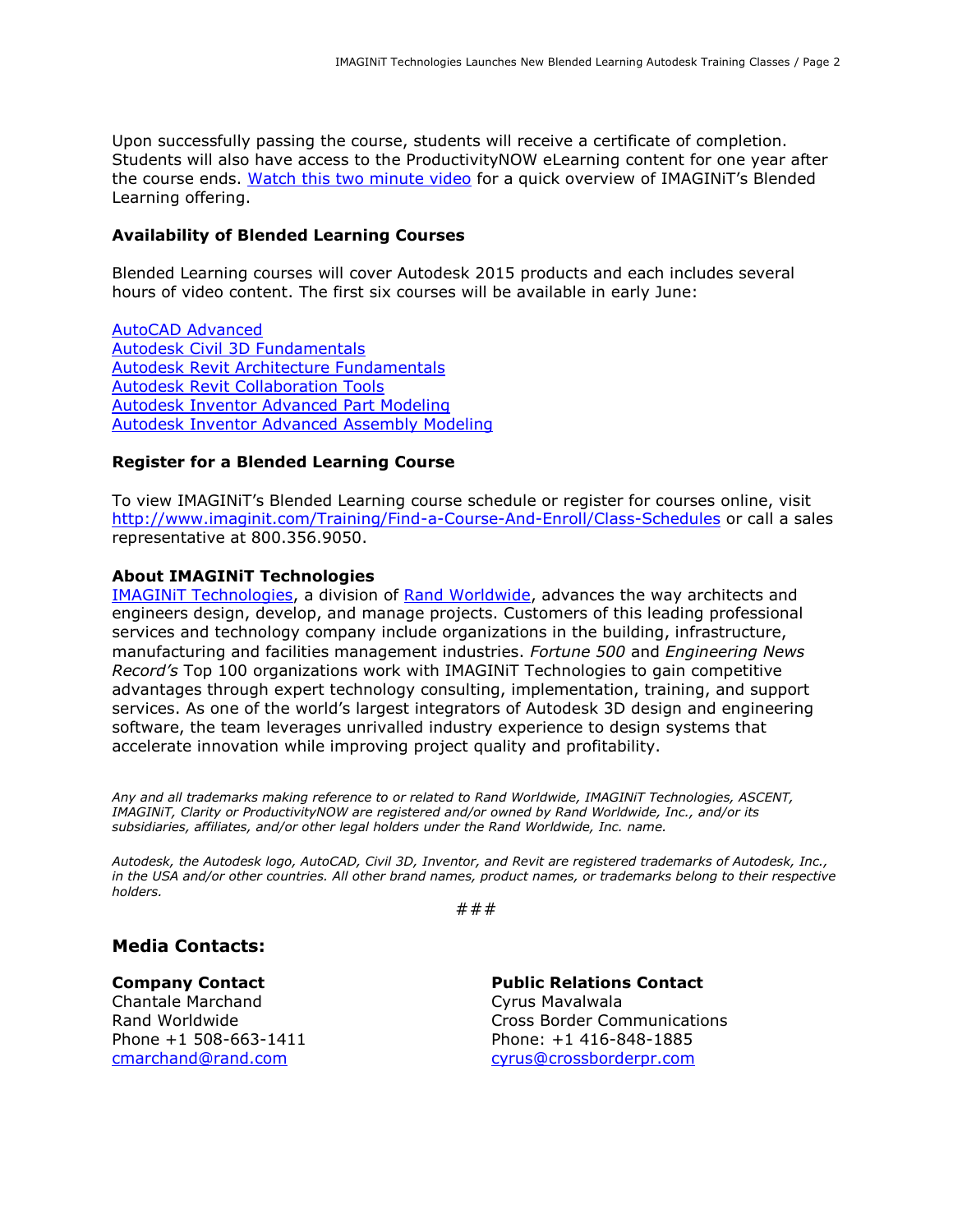Upon successfully passing the course, students will receive a certificate of completion. Students will also have access to the ProductivityNOW eLearning content for one year after the course ends. [Watch this two minute video]() for a quick overview of IMAGINiT's Blended Learning offering.

**Availability of Blended Learning Courses**

Blended Learning courses will cover Autodesk 2015 products and each includes several hours of video content. The first six courses will be available in early June:

[AutoCAD Advanced]()
[Autodesk Civil 3D Fundamentals]()
[Autodesk Revit Architecture Fundamentals]()
[Autodesk Revit Collaboration Tools]()
[Autodesk Inventor Advanced Part Modeling]()
[Autodesk Inventor Advanced Assembly Modeling]()

**Register for a Blended Learning Course**

To view IMAGINiT's Blended Learning course schedule or register for courses online, visit http://www.imaginit.com/Training/Find-a-Course-And-Enroll/Class-Schedules or call a sales representative at 800.356.9050.

**About IMAGINiT Technologies**

IMAGINiT Technologies, a division of Rand Worldwide, advances the way architects and engineers design, develop, and manage projects. Customers of this leading professional services and technology company include organizations in the building, infrastructure, manufacturing and facilities management industries. *Fortune 500* and *Engineering News Record's* Top 100 organizations work with IMAGINiT Technologies to gain competitive advantages through expert technology consulting, implementation, training, and support services. As one of the world's largest integrators of Autodesk 3D design and engineering software, the team leverages unrivalled industry experience to design systems that accelerate innovation while improving project quality and profitability.

*Any and all trademarks making reference to or related to Rand Worldwide, IMAGINiT Technologies, ASCENT, IMAGINiT, Clarity or ProductivityNOW are registered and/or owned by Rand Worldwide, Inc., and/or its subsidiaries, affiliates, and/or other legal holders under the Rand Worldwide, Inc. name.*

*Autodesk, the Autodesk logo, AutoCAD, Civil 3D, Inventor, and Revit are registered trademarks of Autodesk, Inc., in the USA and/or other countries. All other brand names, product names, or trademarks belong to their respective holders.*

###

## Media Contacts:

**Company Contact**
Chantale Marchand
Rand Worldwide
Phone +1 508-663-1411
cmarchand@rand.com

**Public Relations Contact**
Cyrus Mavalwala
Cross Border Communications
Phone: +1 416-848-1885
cyrus@crossborderpr.com